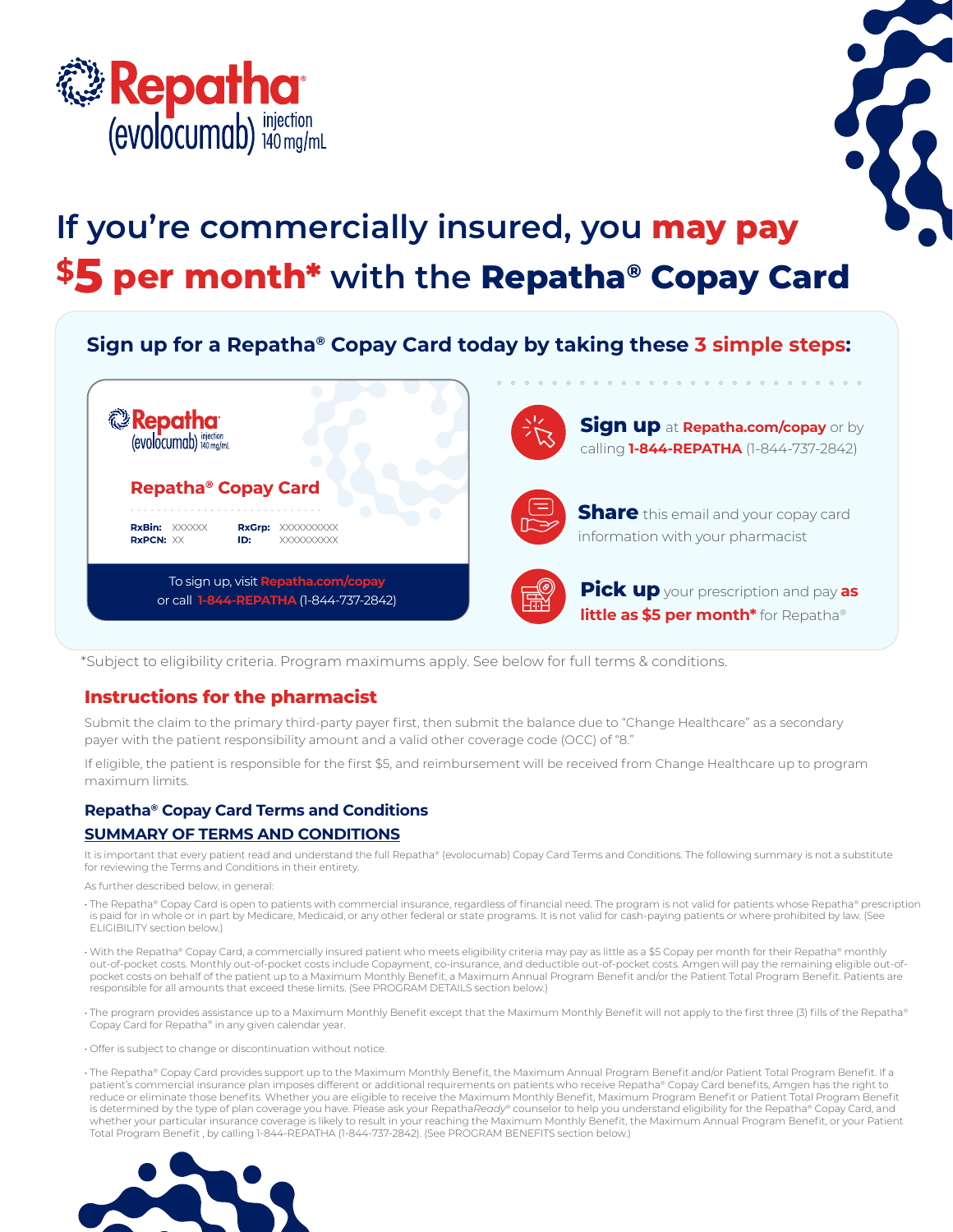# Repatha® (evolocumab) injection 140 mg/mL

# If you're commercially insured, you may pay $5 per month* with the Repatha® Copay Card

## Sign up for a Repatha® Copay Card today by taking these 3 simple steps:

**Repatha® Copay Card**

RxBin: XXXXXX RxGrp: XXXXXXXXXX
RxPCN: XX ID: XXXXXXXXXX

To sign up, visit Repatha.com/copay or call 1-844-REPATHA (1-844-737-2842)

- **Sign up** at **Repatha.com/copay** or by calling **1-844-REPATHA** (1-844-737-2842)
- **Share** this email and your copay card information with your pharmacist
- **Pick up** your prescription and pay **as little as $5 per month*** for Repatha®

*Subject to eligibility criteria. Program maximums apply. See below for full terms & conditions.

## Instructions for the pharmacist

Submit the claim to the primary third-party payer first, then submit the balance due to "Change Healthcare" as a secondary payer with the patient responsibility amount and a valid other coverage code (OCC) of "8."

If eligible, the patient is responsible for the first $5, and reimbursement will be received from Change Healthcare up to program maximum limits.

### Repatha® Copay Card Terms and Conditions

#### SUMMARY OF TERMS AND CONDITIONS

It is important that every patient read and understand the full Repatha® (evolocumab) Copay Card Terms and Conditions. The following summary is not a substitute for reviewing the Terms and Conditions in their entirety.

As further described below, in general:

- The Repatha® Copay Card is open to patients with commercial insurance, regardless of financial need. The program is not valid for patients whose Repatha® prescription is paid for in whole or in part by Medicare, Medicaid, or any other federal or state programs. It is not valid for cash-paying patients or where prohibited by law. (See ELIGIBILITY section below.)
- With the Repatha® Copay Card, a commercially insured patient who meets eligibility criteria may pay as little as a $5 Copay per month for their Repatha® monthly out-of-pocket costs. Monthly out-of-pocket costs include Copayment, co-insurance, and deductible out-of-pocket costs. Amgen will pay the remaining eligible out-of-pocket costs on behalf of the patient up to a Maximum Monthly Benefit, a Maximum Annual Program Benefit and/or the Patient Total Program Benefit. Patients are responsible for all amounts that exceed these limits. (See PROGRAM DETAILS section below.)
- The program provides assistance up to a Maximum Monthly Benefit except that the Maximum Monthly Benefit will not apply to the first three (3) fills of the Repatha® Copay Card for Repatha® in any given calendar year.
- Offer is subject to change or discontinuation without notice.
- The Repatha® Copay Card provides support up to the Maximum Monthly Benefit, the Maximum Annual Program Benefit and/or Patient Total Program Benefit. If a patient's commercial insurance plan imposes different or additional requirements on patients who receive Repatha® Copay Card benefits, Amgen has the right to reduce or eliminate those benefits. Whether you are eligible to receive the Maximum Monthly Benefit, Maximum Program Benefit or Patient Total Program Benefit is determined by the type of plan coverage you have. Please ask your Repatha*Ready*® counselor to help you understand eligibility for the Repatha® Copay Card, and whether your particular insurance coverage is likely to result in your reaching the Maximum Monthly Benefit, the Maximum Annual Program Benefit, or your Patient Total Program Benefit , by calling 1-844-REPATHA (1-844-737-2842). (See PROGRAM BENEFITS section below.)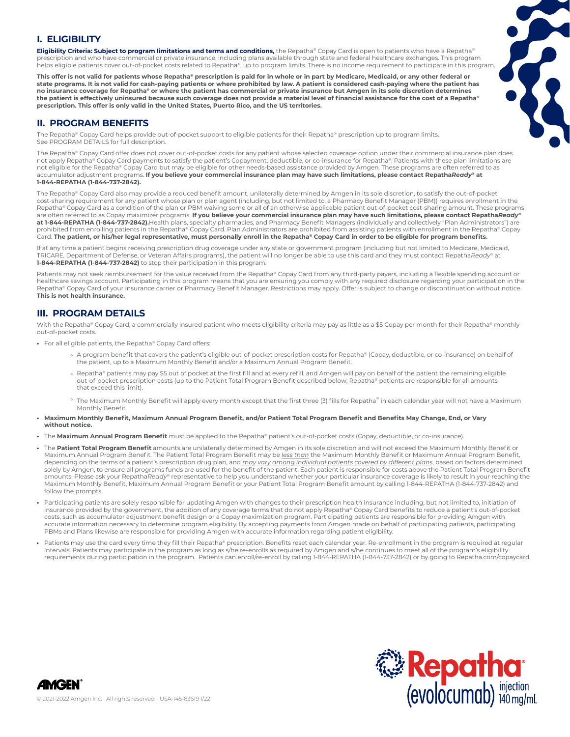## I. ELIGIBILITY

**Eligibility Criteria: Subject to program limitations and terms and conditions,** the Repatha® Copay Card is open to patients who have a Repatha® prescription and who have commercial or private insurance, including plans available through state and federal healthcare exchanges. This program helps eligible patients cover out-of-pocket costs related to Repatha®, up to program limits. There is no income requirement to participate in this program.

**This offer is not valid for patients whose Repatha® prescription is paid for in whole or in part by Medicare, Medicaid, or any other federal or state programs. It is not valid for cash-paying patients or where prohibited by law. A patient is considered cash-paying where the patient has no insurance coverage for Repatha® or where the patient has commercial or private insurance but Amgen in its sole discretion determines the patient is effectively uninsured because such coverage does not provide a material level of financial assistance for the cost of a Repatha® prescription. This offer is only valid in the United States, Puerto Rico, and the US territories.**

## II. PROGRAM BENEFITS

The Repatha® Copay Card helps provide out-of-pocket support to eligible patients for their Repatha® prescription up to program limits. See PROGRAM DETAILS for full description.

The Repatha® Copay Card offer does not cover out-of-pocket costs for any patient whose selected coverage option under their commercial insurance plan does not apply Repatha® Copay Card payments to satisfy the patient's Copayment, deductible, or co-insurance for Repatha®. Patients with these plan limitations are not eligible for the Repatha® Copay Card but may be eligible for other needs-based assistance provided by Amgen. These programs are often referred to as accumulator adjustment programs. **If you believe your commercial insurance plan may have such limitations, please contact Repatha*Ready*® at 1-844-REPATHA (1-844-737-2842).**

The Repatha® Copay Card also may provide a reduced benefit amount, unilaterally determined by Amgen in its sole discretion, to satisfy the out-of-pocket cost-sharing requirement for any patient whose plan or plan agent (including, but not limited to, a Pharmacy Benefit Manager (PBM)) requires enrollment in the Repatha® Copay Card as a condition of the plan or PBM waiving some or all of an otherwise applicable patient out-of-pocket cost-sharing amount. These programs are often referred to as Copay maximizer programs. **If you believe your commercial insurance plan may have such limitations, please contact Repatha*Ready*® at 1-844-REPATHA (1-844-737-2842).** Health plans, specialty pharmacies, and Pharmacy Benefit Managers (individually and collectively "Plan Administrators") are prohibited from enrolling patients in the Repatha® Copay Card. Plan Administrators are prohibited from assisting patients with enrollment in the Repatha® Copay Card. **The patient, or his/her legal representative, must personally enroll in the Repatha® Copay Card in order to be eligible for program benefits.**

If at any time a patient begins receiving prescription drug coverage under any state or government program (including but not limited to Medicare, Medicaid, TRICARE, Department of Defense, or Veteran Affairs programs), the patient will no longer be able to use this card and they must contact Repatha*Ready*® at **1-844-REPATHA (1-844-737-2842)** to stop their participation in this program.

Patients may not seek reimbursement for the value received from the Repatha® Copay Card from any third-party payers, including a flexible spending account or healthcare savings account. Participating in this program means that you are ensuring you comply with any required disclosure regarding your participation in the Repatha® Copay Card of your insurance carrier or Pharmacy Benefit Manager. Restrictions may apply. Offer is subject to change or discontinuation without notice. **This is not health insurance.**

## III. PROGRAM DETAILS

With the Repatha® Copay Card, a commercially insured patient who meets eligibility criteria may pay as little as a $5 Copay per month for their Repatha® monthly out-of-pocket costs.

- For all eligible patients, the Repatha® Copay Card offers:
  - A program benefit that covers the patient's eligible out-of-pocket prescription costs for Repatha® (Copay, deductible, or co-insurance) on behalf of the patient, up to a Maximum Monthly Benefit and/or a Maximum Annual Program Benefit.
  - Repatha® patients may pay $5 out of pocket at the first fill and at every refill, and Amgen will pay on behalf of the patient the remaining eligible out-of-pocket prescription costs (up to the Patient Total Program Benefit described below; Repatha® patients are responsible for all amounts that exceed this limit).
  - The Maximum Monthly Benefit will apply every month except that the first three (3) fills for Repatha® in each calendar year will not have a Maximum Monthly Benefit.
- **Maximum Monthly Benefit, Maximum Annual Program Benefit, and/or Patient Total Program Benefit and Benefits May Change, End, or Vary without notice.**
- The **Maximum Annual Program Benefit** must be applied to the Repatha® patient's out-of-pocket costs (Copay, deductible, or co-insurance).
- The **Patient Total Program Benefit** amounts are unilaterally determined by Amgen in its sole discretion and will not exceed the Maximum Monthly Benefit or Maximum Annual Program Benefit. The Patient Total Program Benefit may be *less than* the Maximum Monthly Benefit or Maximum Annual Program Benefit, depending on the terms of a patient's prescription drug plan, and *may vary among individual patients covered by different plans*, based on factors determined solely by Amgen, to ensure all programs funds are used for the benefit of the patient. Each patient is responsible for costs above the Patient Total Program Benefit amounts. Please ask your Repatha*Ready*® representative to help you understand whether your particular insurance coverage is likely to result in your reaching the Maximum Monthly Benefit, Maximum Annual Program Benefit or your Patient Total Program Benefit amount by calling 1-844-REPATHA (1-844-737-2842) and follow the prompts.
- Participating patients are solely responsible for updating Amgen with changes to their prescription health insurance including, but not limited to, initiation of insurance provided by the government, the addition of any coverage terms that do not apply Repatha® Copay Card benefits to reduce a patient's out-of-pocket costs, such as accumulator adjustment benefit design or a Copay maximization program. Participating patients are responsible for providing Amgen with accurate information necessary to determine program eligibility. By accepting payments from Amgen made on behalf of participating patients, participating PBMs and Plans likewise are responsible for providing Amgen with accurate information regarding patient eligibility.
- Patients may use the card every time they fill their Repatha® prescription. Benefits reset each calendar year. Re-enrollment in the program is required at regular intervals. Patients may participate in the program as long as s/he re-enrolls as required by Amgen and s/he continues to meet all of the program's eligibility requirements during participation in the program. Patients can enroll/re-enroll by calling 1-844-REPATHA (1-844-737-2842) or by going to Repatha.com/copaycard.

AMGEN®

© 2021-2022 Amgen Inc. All rights reserved. USA-145-83619 1/22

Repatha® (evolocumab) injection 140 mg/mL